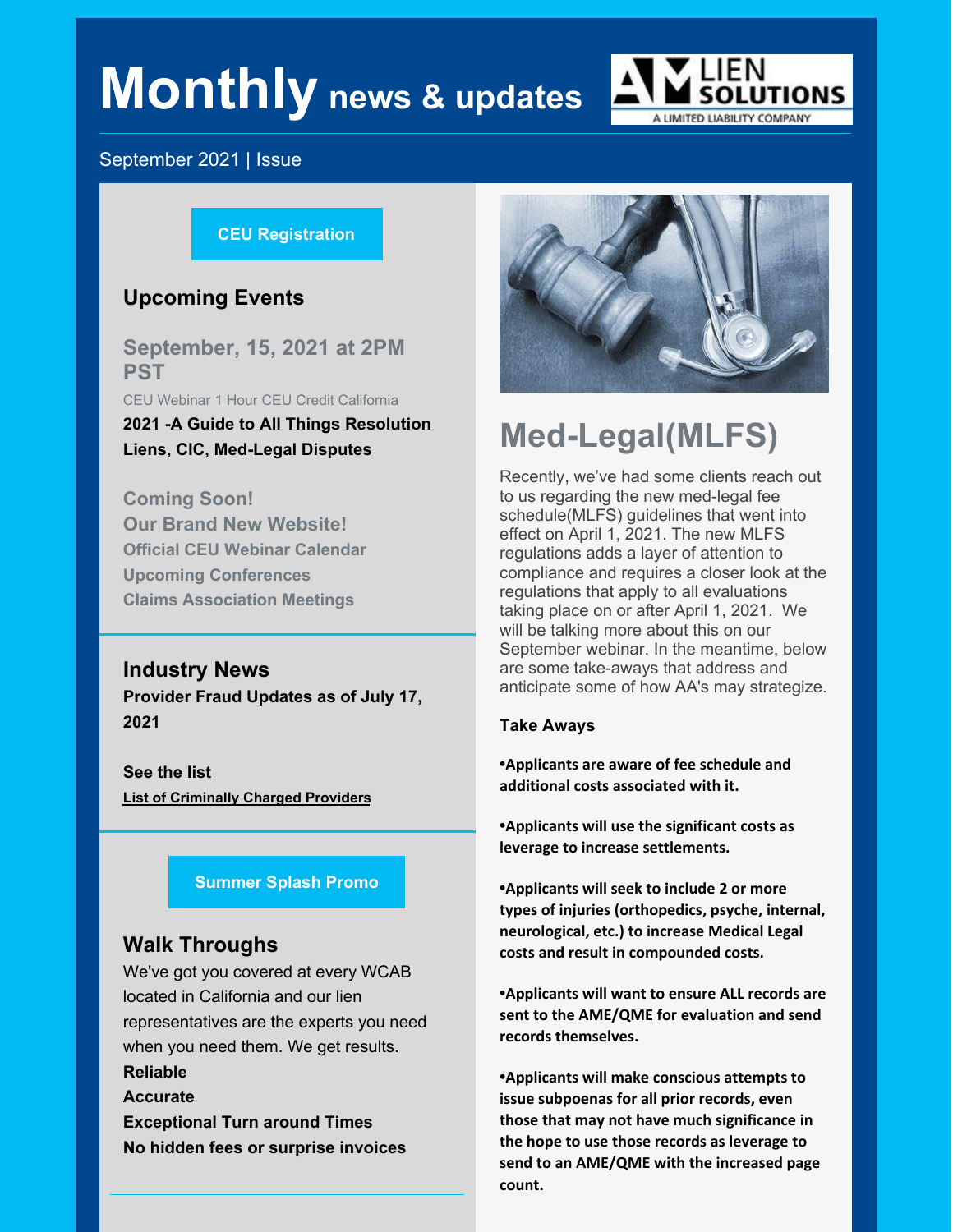# Monthly news & updates

September 2021 | Issue

**CEU Registration**

## Upcoming Events

### September, 15, 2021 at 2PM PST

CEU Webinar 1 Hour CEU Credit California

**2021 -A Guide to All Things Resolution Liens, CIC, Med-Legal Disputes**

**Coming Soon!**
**Our Brand New Website!**
**Official CEU Webinar Calendar**
**Upcoming Conferences**
**Claims Association Meetings**

## Industry News

**Provider Fraud Updates as of July 17, 2021**

**See the list**

**List of Criminally Charged Providers**

**Summer Splash Promo**

## Walk Throughs

We've got you covered at every WCAB located in California and our lien representatives are the experts you need when you need them. We get results.

**Reliable**
**Accurate**
**Exceptional Turn around Times**
**No hidden fees or surprise invoices**

# Med-Legal(MLFS)

Recently, we've had some clients reach out to us regarding the new med-legal fee schedule(MLFS) guidelines that went into effect on April 1, 2021. The new MLFS regulations adds a layer of attention to compliance and requires a closer look at the regulations that apply to all evaluations taking place on or after April 1, 2021. We will be talking more about this on our September webinar. In the meantime, below are some take-aways that address and anticipate some of how AA's may strategize.

**Take Aways**

**•Applicants are aware of fee schedule and additional costs associated with it.**

**•Applicants will use the significant costs as leverage to increase settlements.**

**•Applicants will seek to include 2 or more types of injuries (orthopedics, psyche, internal, neurological, etc.) to increase Medical Legal costs and result in compounded costs.**

**•Applicants will want to ensure ALL records are sent to the AME/QME for evaluation and send records themselves.**

**•Applicants will make conscious attempts to issue subpoenas for all prior records, even those that may not have much significance in the hope to use those records as leverage to send to an AME/QME with the increased page count.**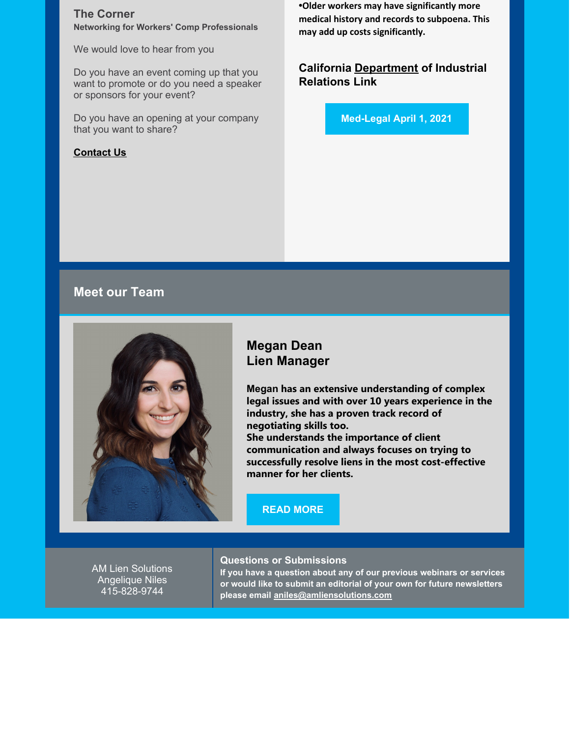## The Corner

**Networking for Workers' Comp Professionals**

We would love to hear from you

Do you have an event coming up that you want to promote or do you need a speaker or sponsors for your event?

Do you have an opening at your company that you want to share?

**Contact Us**

**•Older workers may have significantly more medical history and records to subpoena. This may add up costs significantly.**

### California Department of Industrial Relations Link

**Med-Legal April 1, 2021**

## Meet our Team

### Megan Dean
### Lien Manager

**Megan has an extensive understanding of complex legal issues and with over 10 years experience in the industry, she has a proven track record of negotiating skills too.**
**She understands the importance of client communication and always focuses on trying to successfully resolve liens in the most cost-effective manner for her clients.**

**READ MORE**

AM Lien Solutions
Angelique Niles
415-828-9744

**Questions or Submissions**

**If you have a question about any of our previous webinars or services or would like to submit an editorial of your own for future newsletters please email anniles@amliensolutions.com**